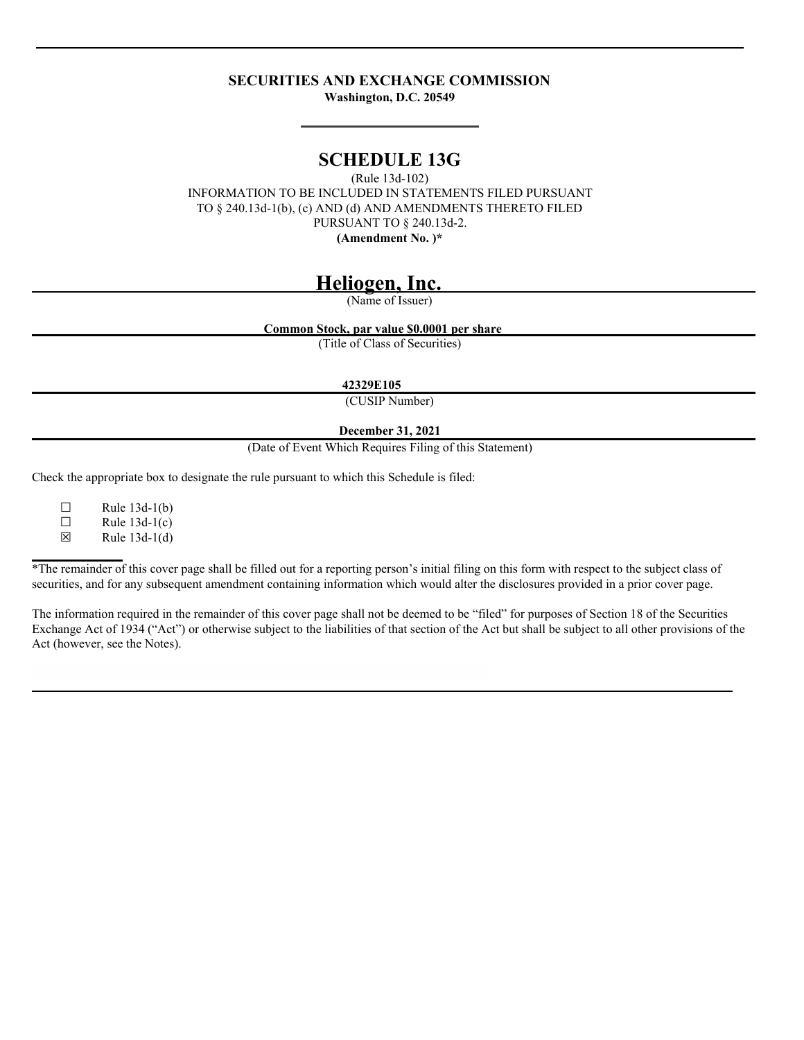**SECURITIES AND EXCHANGE COMMISSION**
**Washington, D.C. 20549**

# SCHEDULE 13G

(Rule 13d-102)
INFORMATION TO BE INCLUDED IN STATEMENTS FILED PURSUANT
TO § 240.13d-1(b), (c) AND (d) AND AMENDMENTS THERETO FILED
PURSUANT TO § 240.13d-2.
**(Amendment No. )***

## Heliogen, Inc.

(Name of Issuer)

**Common Stock, par value $0.0001 per share**

(Title of Class of Securities)

**42329E105**

(CUSIP Number)

**December 31, 2021**

(Date of Event Which Requires Filing of this Statement)

Check the appropriate box to designate the rule pursuant to which this Schedule is filed:

☐ Rule 13d-1(b)
☐ Rule 13d-1(c)
☒ Rule 13d-1(d)

*The remainder of this cover page shall be filled out for a reporting person's initial filing on this form with respect to the subject class of securities, and for any subsequent amendment containing information which would alter the disclosures provided in a prior cover page.

The information required in the remainder of this cover page shall not be deemed to be "filed" for purposes of Section 18 of the Securities Exchange Act of 1934 ("Act") or otherwise subject to the liabilities of that section of the Act but shall be subject to all other provisions of the Act (however, see the Notes).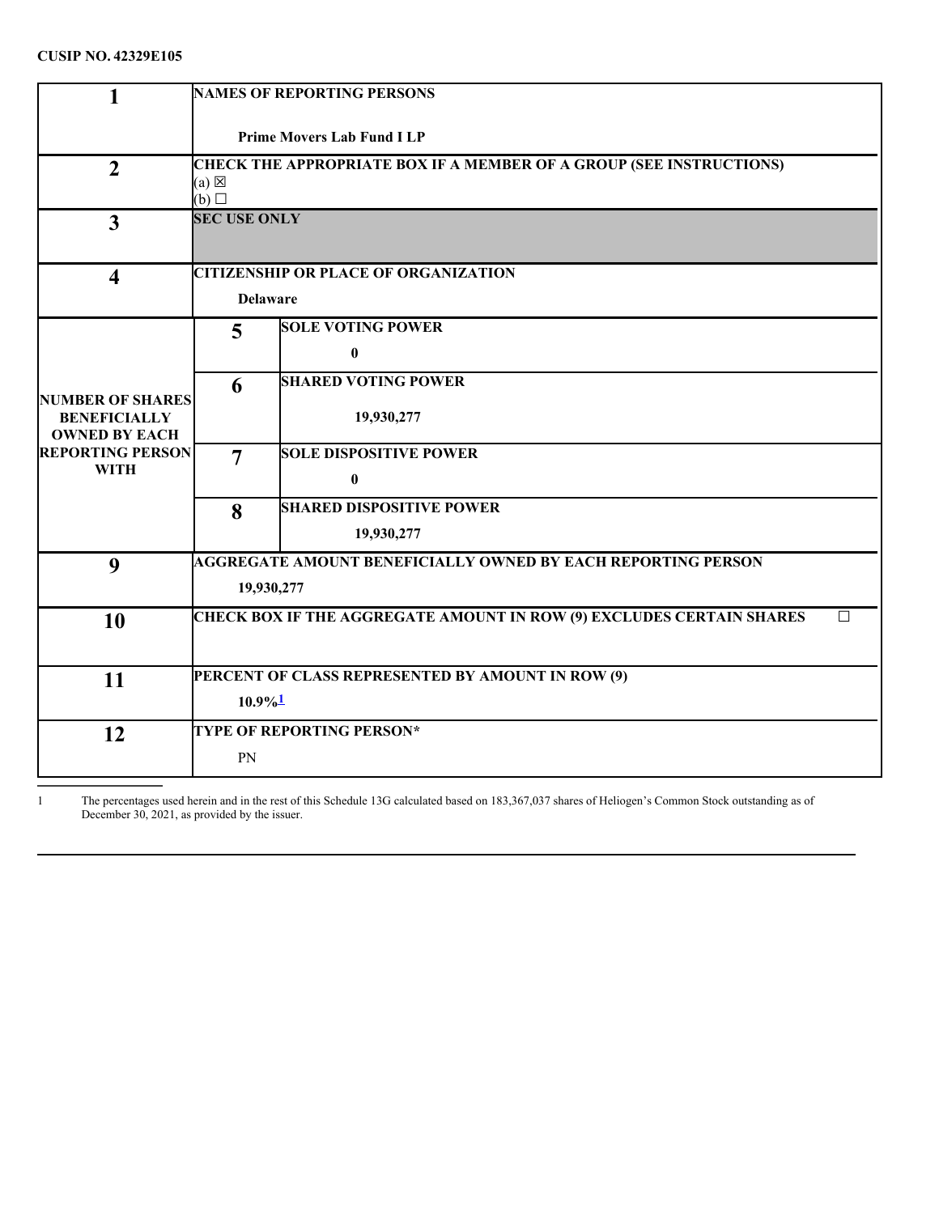**CUSIP NO. 42329E105**

| | | |
|---|---|---|
| **1** | **NAMES OF REPORTING PERSONS**<br><br>**Prime Movers Lab Fund I LP** | |
| **2** | **CHECK THE APPROPRIATE BOX IF A MEMBER OF A GROUP (SEE INSTRUCTIONS)**<br>(a) ☒<br>(b) ☐ | |
| **3** | **SEC USE ONLY** | |
| **4** | **CITIZENSHIP OR PLACE OF ORGANIZATION**<br><br>**Delaware** | |
| **NUMBER OF SHARES BENEFICIALLY OWNED BY EACH REPORTING PERSON WITH** | **5** | **SOLE VOTING POWER**<br><br>**0** |
| | **6** | **SHARED VOTING POWER**<br><br>**19,930,277** |
| | **7** | **SOLE DISPOSITIVE POWER**<br><br>**0** |
| | **8** | **SHARED DISPOSITIVE POWER**<br><br>**19,930,277** |
| **9** | **AGGREGATE AMOUNT BENEFICIALLY OWNED BY EACH REPORTING PERSON**<br><br>**19,930,277** | |
| **10** | **CHECK BOX IF THE AGGREGATE AMOUNT IN ROW (9) EXCLUDES CERTAIN SHARES** ☐ | |
| **11** | **PERCENT OF CLASS REPRESENTED BY AMOUNT IN ROW (9)**<br><br>**10.9%**[1] | |
| **12** | **TYPE OF REPORTING PERSON***<br><br>PN | |

1 The percentages used herein and in the rest of this Schedule 13G calculated based on 183,367,037 shares of Heliogen's Common Stock outstanding as of December 30, 2021, as provided by the issuer.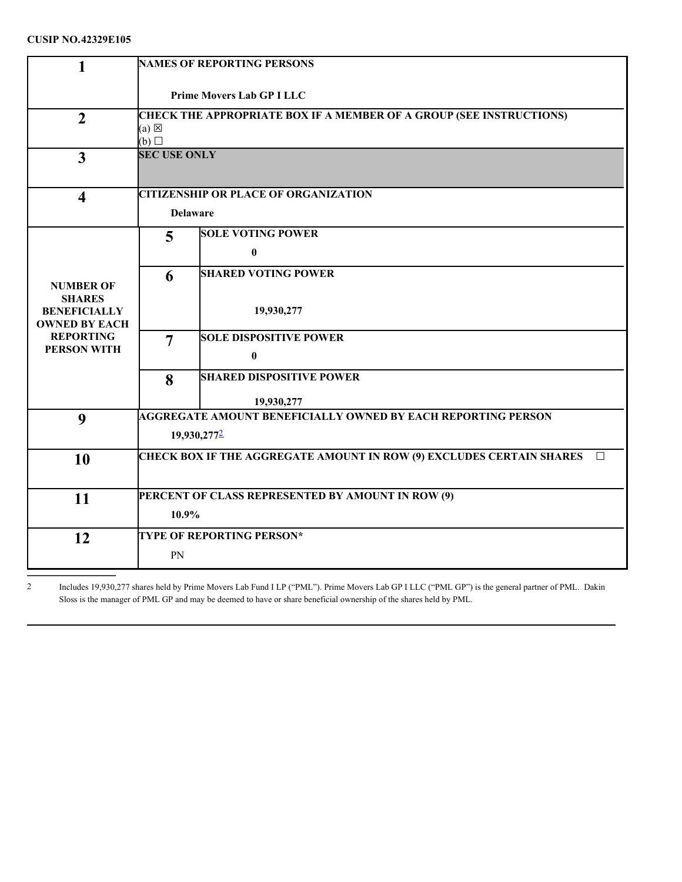**CUSIP NO.42329E105**

| | | | |
|---|---|---|---|
| **1** | **NAMES OF REPORTING PERSONS**<br><br>**Prime Movers Lab GP I LLC** | | |
| **2** | **CHECK THE APPROPRIATE BOX IF A MEMBER OF A GROUP (SEE INSTRUCTIONS)**<br>(a) ☒<br>(b) ☐ | | |
| **3** | **SEC USE ONLY** | | |
| **4** | **CITIZENSHIP OR PLACE OF ORGANIZATION**<br><br>**Delaware** | | |
| **NUMBER OF SHARES BENEFICIALLY OWNED BY EACH REPORTING PERSON WITH** | **5** | **SOLE VOTING POWER**<br><br>**0** | |
| | **6** | **SHARED VOTING POWER**<br><br>**19,930,277** | |
| | **7** | **SOLE DISPOSITIVE POWER**<br><br>**0** | |
| | **8** | **SHARED DISPOSITIVE POWER**<br><br>**19,930,277** | |
| **9** | **AGGREGATE AMOUNT BENEFICIALLY OWNED BY EACH REPORTING PERSON**<br><br>**19,930,277**[2] | | |
| **10** | **CHECK BOX IF THE AGGREGATE AMOUNT IN ROW (9) EXCLUDES CERTAIN SHARES** ☐ | | |
| **11** | **PERCENT OF CLASS REPRESENTED BY AMOUNT IN ROW (9)**<br><br>**10.9%** | | |
| **12** | **TYPE OF REPORTING PERSON***<br><br>PN | | |

---

2 Includes 19,930,277 shares held by Prime Movers Lab Fund I LP ("PML"). Prime Movers Lab GP I LLC ("PML GP") is the general partner of PML. Dakin Sloss is the manager of PML GP and may be deemed to have or share beneficial ownership of the shares held by PML.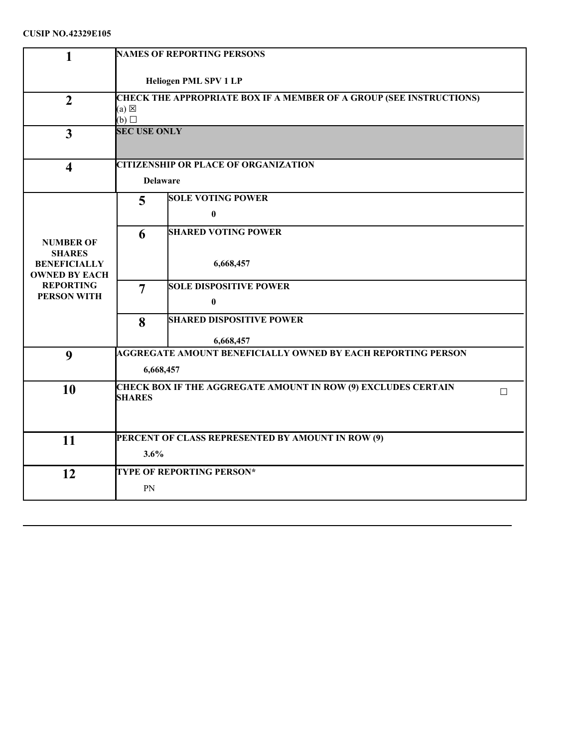**CUSIP NO.42329E105**

| | | | |
|---|---|---|---|
| **1** | **NAMES OF REPORTING PERSONS**<br><br>**Heliogen PML SPV 1 LP** | | |
| **2** | **CHECK THE APPROPRIATE BOX IF A MEMBER OF A GROUP (SEE INSTRUCTIONS)**<br>(a) ☒<br>(b) ☐ | | |
| **3** | **SEC USE ONLY** | | |
| **4** | **CITIZENSHIP OR PLACE OF ORGANIZATION**<br><br>**Delaware** | | |
| **NUMBER OF SHARES BENEFICIALLY OWNED BY EACH REPORTING PERSON WITH** | **5** | **SOLE VOTING POWER** | **0** |
| | **6** | **SHARED VOTING POWER** | **6,668,457** |
| | **7** | **SOLE DISPOSITIVE POWER** | **0** |
| | **8** | **SHARED DISPOSITIVE POWER** | **6,668,457** |
| **9** | **AGGREGATE AMOUNT BENEFICIALLY OWNED BY EACH REPORTING PERSON**<br><br>**6,668,457** | | |
| **10** | **CHECK BOX IF THE AGGREGATE AMOUNT IN ROW (9) EXCLUDES CERTAIN SHARES** ☐ | | |
| **11** | **PERCENT OF CLASS REPRESENTED BY AMOUNT IN ROW (9)**<br><br>**3.6%** | | |
| **12** | **TYPE OF REPORTING PERSON***<br><br>PN | | |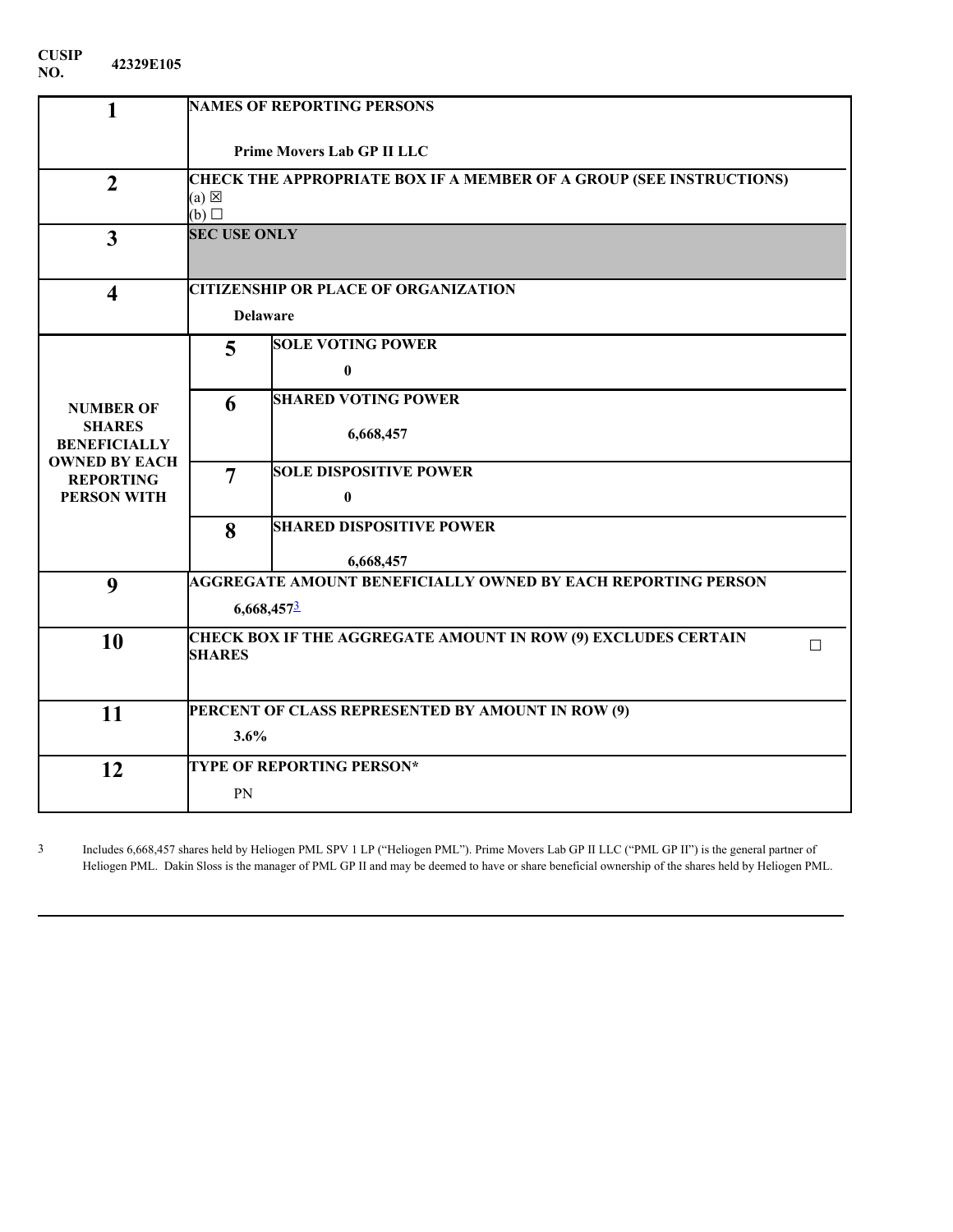**CUSIP NO.** **42329E105**

| | | | |
|---|---|---|---|
| **1** | **NAMES OF REPORTING PERSONS**<br><br>**Prime Movers Lab GP II LLC** | | |
| **2** | **CHECK THE APPROPRIATE BOX IF A MEMBER OF A GROUP (SEE INSTRUCTIONS)**<br>(a) ☒<br>(b) ☐ | | |
| **3** | **SEC USE ONLY** | | |
| **4** | **CITIZENSHIP OR PLACE OF ORGANIZATION**<br><br>**Delaware** | | |
| **NUMBER OF SHARES BENEFICIALLY OWNED BY EACH REPORTING PERSON WITH** | **5** | **SOLE VOTING POWER**<br><br>**0** | |
| | **6** | **SHARED VOTING POWER**<br><br>**6,668,457** | |
| | **7** | **SOLE DISPOSITIVE POWER**<br><br>**0** | |
| | **8** | **SHARED DISPOSITIVE POWER**<br><br>**6,668,457** | |
| **9** | **AGGREGATE AMOUNT BENEFICIALLY OWNED BY EACH REPORTING PERSON**<br><br>**6,668,457**[3] | | |
| **10** | **CHECK BOX IF THE AGGREGATE AMOUNT IN ROW (9) EXCLUDES CERTAIN SHARES** | | ☐ |
| **11** | **PERCENT OF CLASS REPRESENTED BY AMOUNT IN ROW (9)**<br><br>**3.6%** | | |
| **12** | **TYPE OF REPORTING PERSON***<br><br>PN | | |

3 Includes 6,668,457 shares held by Heliogen PML SPV 1 LP ("Heliogen PML"). Prime Movers Lab GP II LLC ("PML GP II") is the general partner of Heliogen PML. Dakin Sloss is the manager of PML GP II and may be deemed to have or share beneficial ownership of the shares held by Heliogen PML.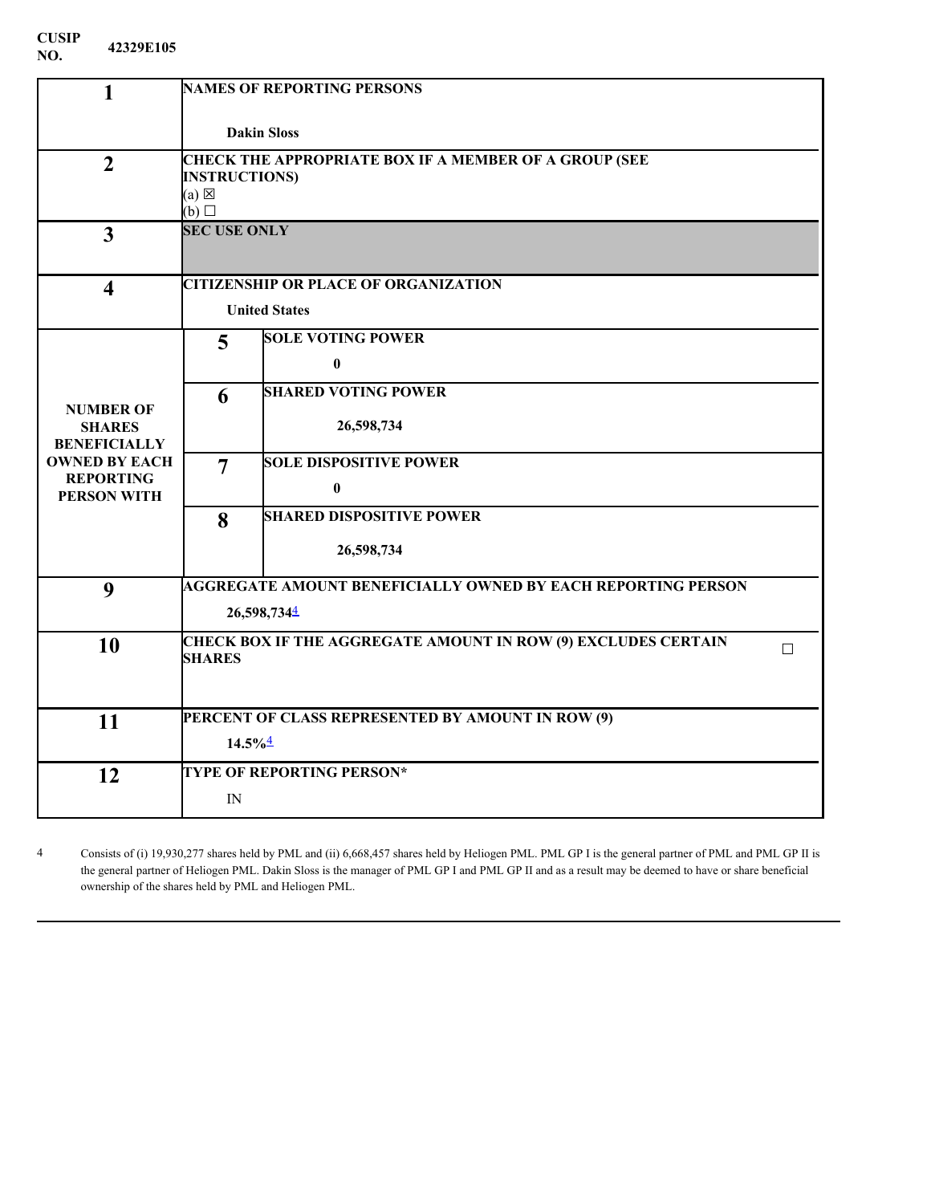**CUSIP NO.** 42329E105

| | | | |
|---|---|---|---|
| **1** | **NAMES OF REPORTING PERSONS** **Dakin Sloss** | | |
| **2** | **CHECK THE APPROPRIATE BOX IF A MEMBER OF A GROUP (SEE INSTRUCTIONS)** (a) ☒ (b) ☐ | | |
| **3** | **SEC USE ONLY** | | |
| **4** | **CITIZENSHIP OR PLACE OF ORGANIZATION** **United States** | | |
| **NUMBER OF SHARES BENEFICIALLY OWNED BY EACH REPORTING PERSON WITH** | **5** | **SOLE VOTING POWER** | **0** |
| | **6** | **SHARED VOTING POWER** | **26,598,734** |
| | **7** | **SOLE DISPOSITIVE POWER** | **0** |
| | **8** | **SHARED DISPOSITIVE POWER** | **26,598,734** |
| **9** | **AGGREGATE AMOUNT BENEFICIALLY OWNED BY EACH REPORTING PERSON** **26,598,734**[4] | | |
| **10** | **CHECK BOX IF THE AGGREGATE AMOUNT IN ROW (9) EXCLUDES CERTAIN SHARES** ☐ | | |
| **11** | **PERCENT OF CLASS REPRESENTED BY AMOUNT IN ROW (9)** **14.5%**[4] | | |
| **12** | **TYPE OF REPORTING PERSON*** IN | | |

4 Consists of (i) 19,930,277 shares held by PML and (ii) 6,668,457 shares held by Heliogen PML. PML GP I is the general partner of PML and PML GP II is the general partner of Heliogen PML. Dakin Sloss is the manager of PML GP I and PML GP II and as a result may be deemed to have or share beneficial ownership of the shares held by PML and Heliogen PML.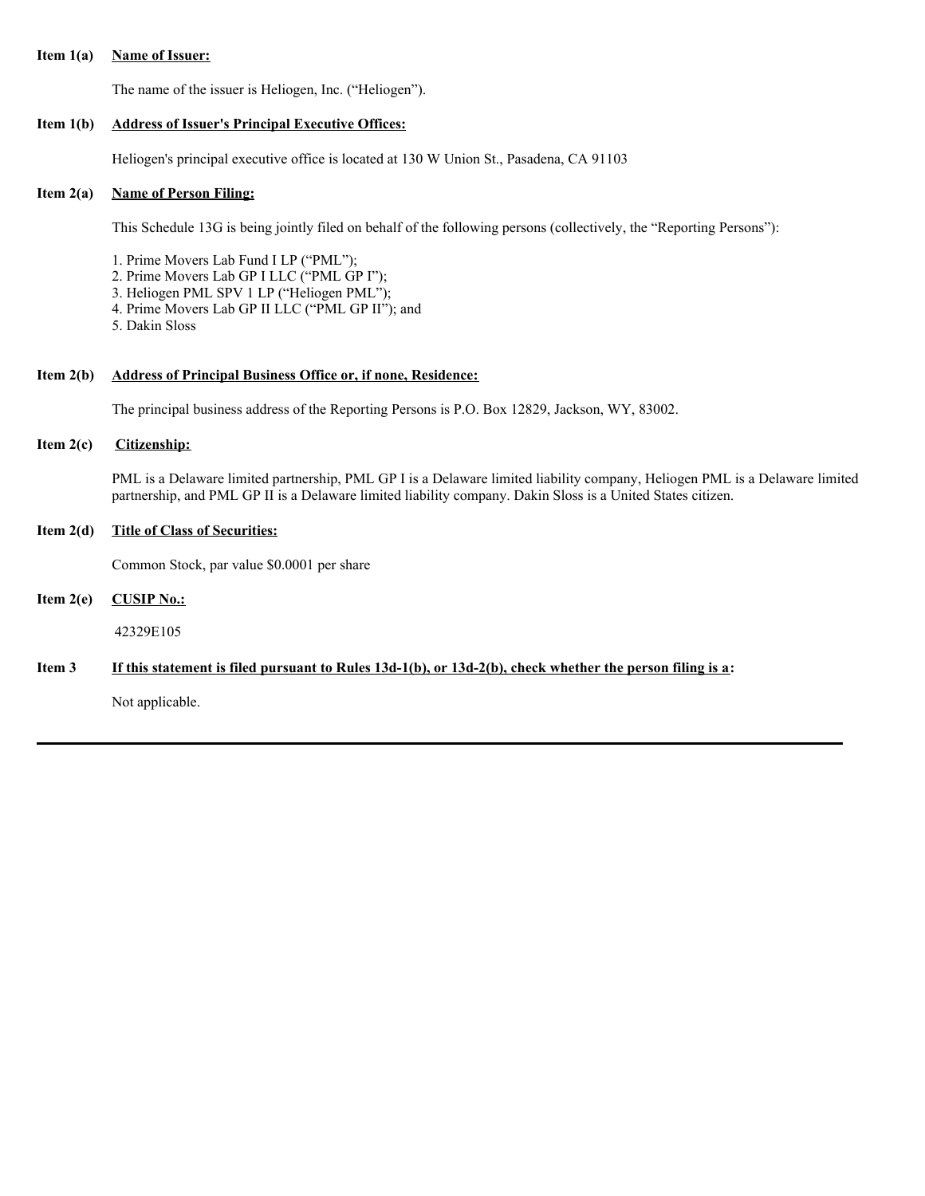**Item 1(a)** **Name of Issuer:**

The name of the issuer is Heliogen, Inc. ("Heliogen").

**Item 1(b)** **Address of Issuer's Principal Executive Offices:**

Heliogen's principal executive office is located at 130 W Union St., Pasadena, CA 91103

**Item 2(a)** **Name of Person Filing:**

This Schedule 13G is being jointly filed on behalf of the following persons (collectively, the "Reporting Persons"):

1. Prime Movers Lab Fund I LP ("PML");
2. Prime Movers Lab GP I LLC ("PML GP I");
3. Heliogen PML SPV 1 LP ("Heliogen PML");
4. Prime Movers Lab GP II LLC ("PML GP II"); and
5. Dakin Sloss

**Item 2(b)** **Address of Principal Business Office or, if none, Residence:**

The principal business address of the Reporting Persons is P.O. Box 12829, Jackson, WY, 83002.

**Item 2(c)** **Citizenship:**

PML is a Delaware limited partnership, PML GP I is a Delaware limited liability company, Heliogen PML is a Delaware limited partnership, and PML GP II is a Delaware limited liability company. Dakin Sloss is a United States citizen.

**Item 2(d)** **Title of Class of Securities:**

Common Stock, par value $0.0001 per share

**Item 2(e)** **CUSIP No.:**

42329E105

**Item 3** **If this statement is filed pursuant to Rules 13d-1(b), or 13d-2(b), check whether the person filing is a:**

Not applicable.

---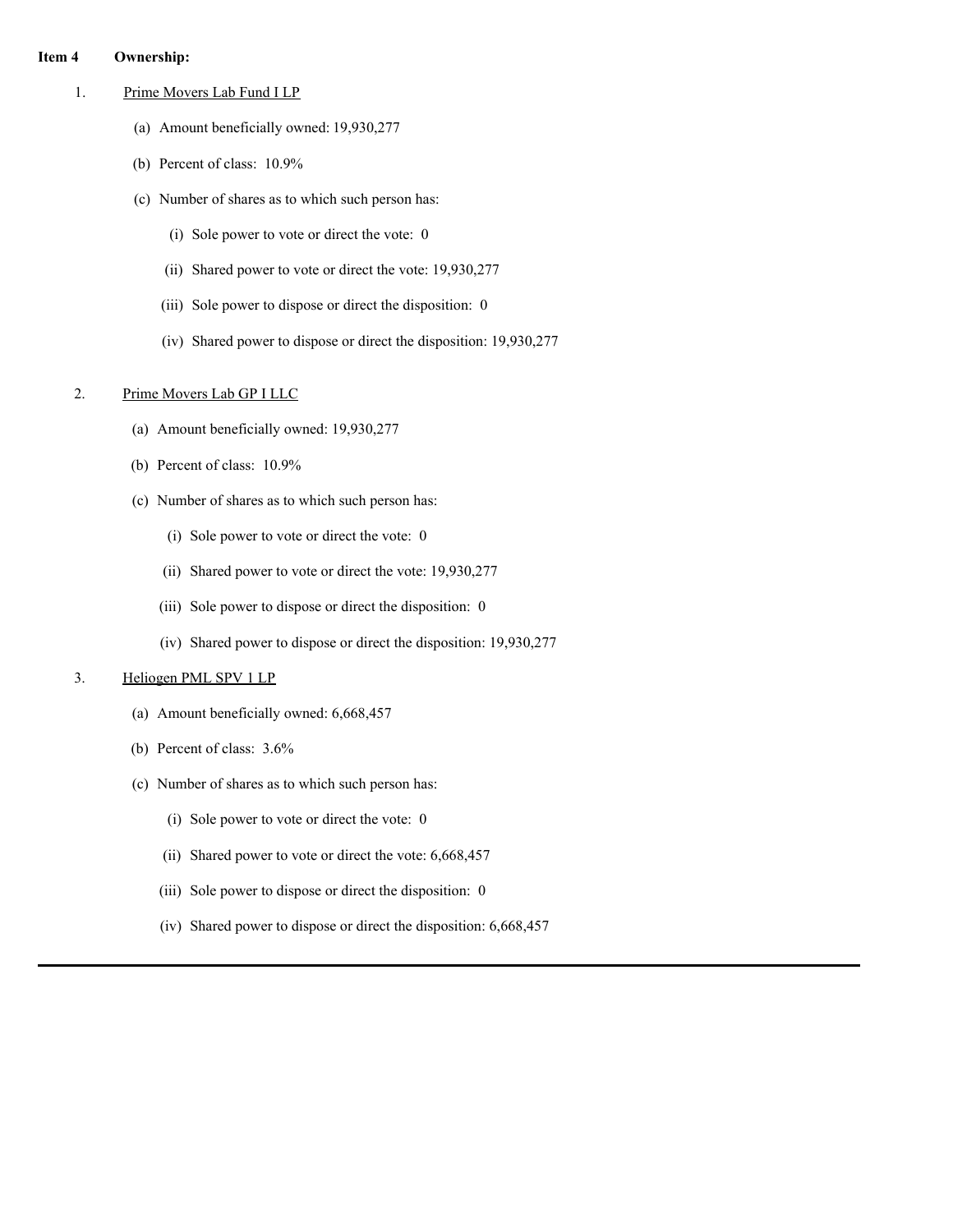**Item 4 Ownership:**

1. Prime Movers Lab Fund I LP

   (a) Amount beneficially owned: 19,930,277

   (b) Percent of class: 10.9%

   (c) Number of shares as to which such person has:

      (i) Sole power to vote or direct the vote: 0

      (ii) Shared power to vote or direct the vote: 19,930,277

      (iii) Sole power to dispose or direct the disposition: 0

      (iv) Shared power to dispose or direct the disposition: 19,930,277

2. Prime Movers Lab GP I LLC

   (a) Amount beneficially owned: 19,930,277

   (b) Percent of class: 10.9%

   (c) Number of shares as to which such person has:

      (i) Sole power to vote or direct the vote: 0

      (ii) Shared power to vote or direct the vote: 19,930,277

      (iii) Sole power to dispose or direct the disposition: 0

      (iv) Shared power to dispose or direct the disposition: 19,930,277

3. Heliogen PML SPV 1 LP

   (a) Amount beneficially owned: 6,668,457

   (b) Percent of class: 3.6%

   (c) Number of shares as to which such person has:

      (i) Sole power to vote or direct the vote: 0

      (ii) Shared power to vote or direct the vote: 6,668,457

      (iii) Sole power to dispose or direct the disposition: 0

      (iv) Shared power to dispose or direct the disposition: 6,668,457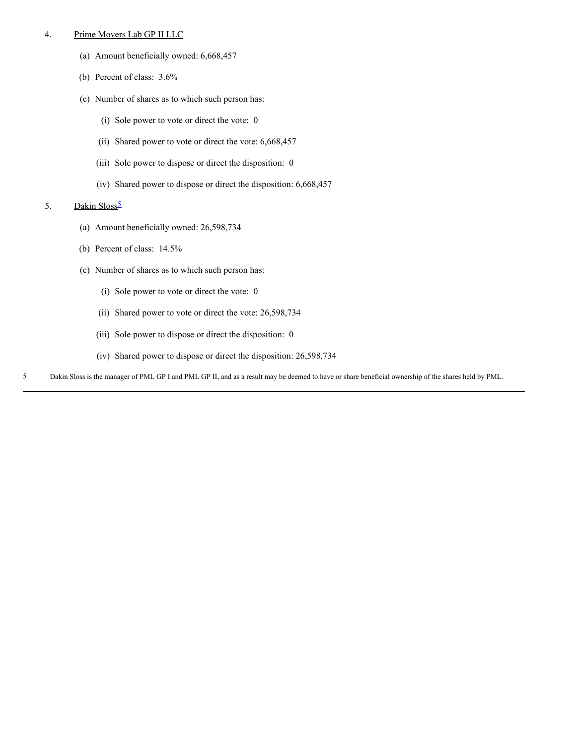4. Prime Movers Lab GP II LLC

   (a) Amount beneficially owned: 6,668,457

   (b) Percent of class: 3.6%

   (c) Number of shares as to which such person has:

      (i) Sole power to vote or direct the vote: 0

      (ii) Shared power to vote or direct the vote: 6,668,457

      (iii) Sole power to dispose or direct the disposition: 0

      (iv) Shared power to dispose or direct the disposition: 6,668,457

5. Dakin Sloss[5]

   (a) Amount beneficially owned: 26,598,734

   (b) Percent of class: 14.5%

   (c) Number of shares as to which such person has:

      (i) Sole power to vote or direct the vote: 0

      (ii) Shared power to vote or direct the vote: 26,598,734

      (iii) Sole power to dispose or direct the disposition: 0

      (iv) Shared power to dispose or direct the disposition: 26,598,734

[5] Dakin Sloss is the manager of PML GP I and PML GP II, and as a result may be deemed to have or share beneficial ownership of the shares held by PML.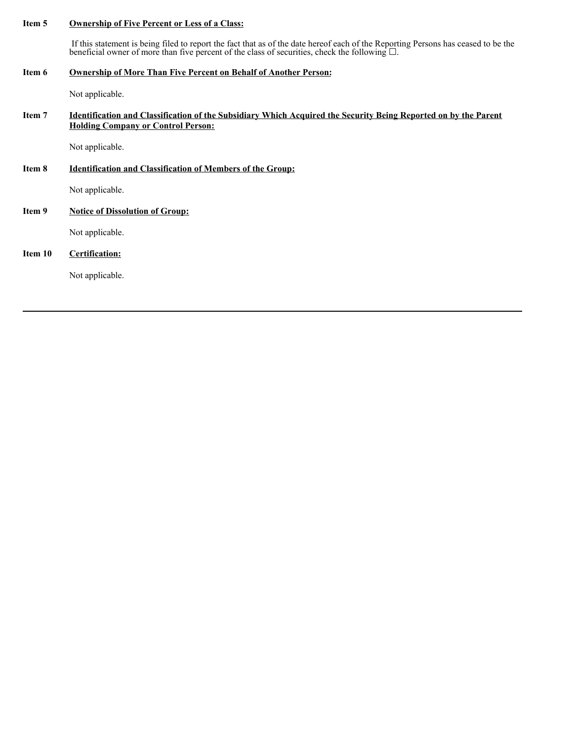**Item 5** **Ownership of Five Percent or Less of a Class:**

If this statement is being filed to report the fact that as of the date hereof each of the Reporting Persons has ceased to be the beneficial owner of more than five percent of the class of securities, check the following ☐.

**Item 6** **Ownership of More Than Five Percent on Behalf of Another Person:**

Not applicable.

**Item 7** **Identification and Classification of the Subsidiary Which Acquired the Security Being Reported on by the Parent Holding Company or Control Person:**

Not applicable.

**Item 8** **Identification and Classification of Members of the Group:**

Not applicable.

**Item 9** **Notice of Dissolution of Group:**

Not applicable.

**Item 10** **Certification:**

Not applicable.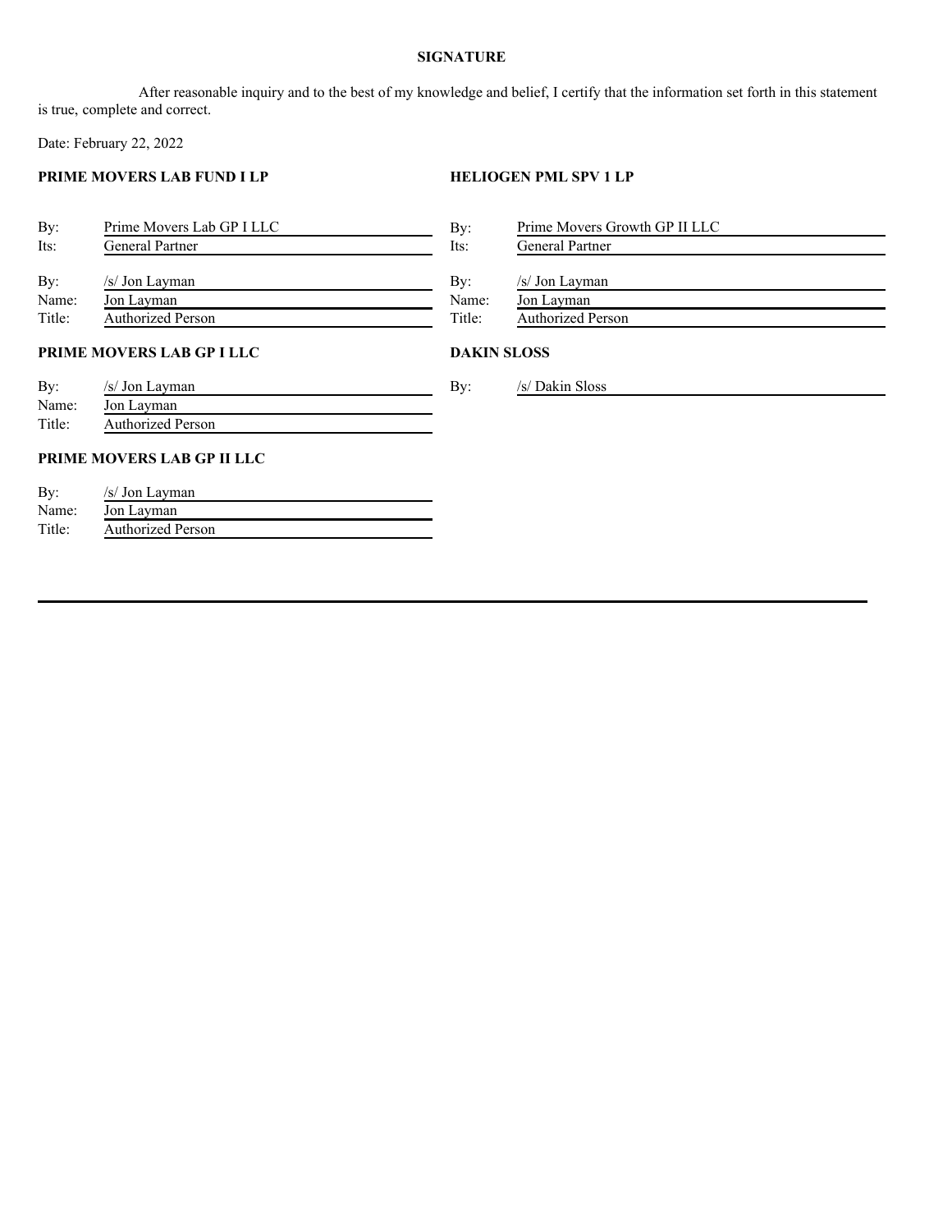**SIGNATURE**

After reasonable inquiry and to the best of my knowledge and belief, I certify that the information set forth in this statement is true, complete and correct.

Date: February 22, 2022

**PRIME MOVERS LAB FUND I LP**

By: Prime Movers Lab GP I LLC
Its: General Partner

By: /s/ Jon Layman
Name: Jon Layman
Title: Authorized Person

**PRIME MOVERS LAB GP I LLC**

By: /s/ Jon Layman
Name: Jon Layman
Title: Authorized Person

**PRIME MOVERS LAB GP II LLC**

By: /s/ Jon Layman
Name: Jon Layman
Title: Authorized Person

**HELIOGEN PML SPV 1 LP**

By: Prime Movers Growth GP II LLC
Its: General Partner

By: /s/ Jon Layman
Name: Jon Layman
Title: Authorized Person

**DAKIN SLOSS**

By: /s/ Dakin Sloss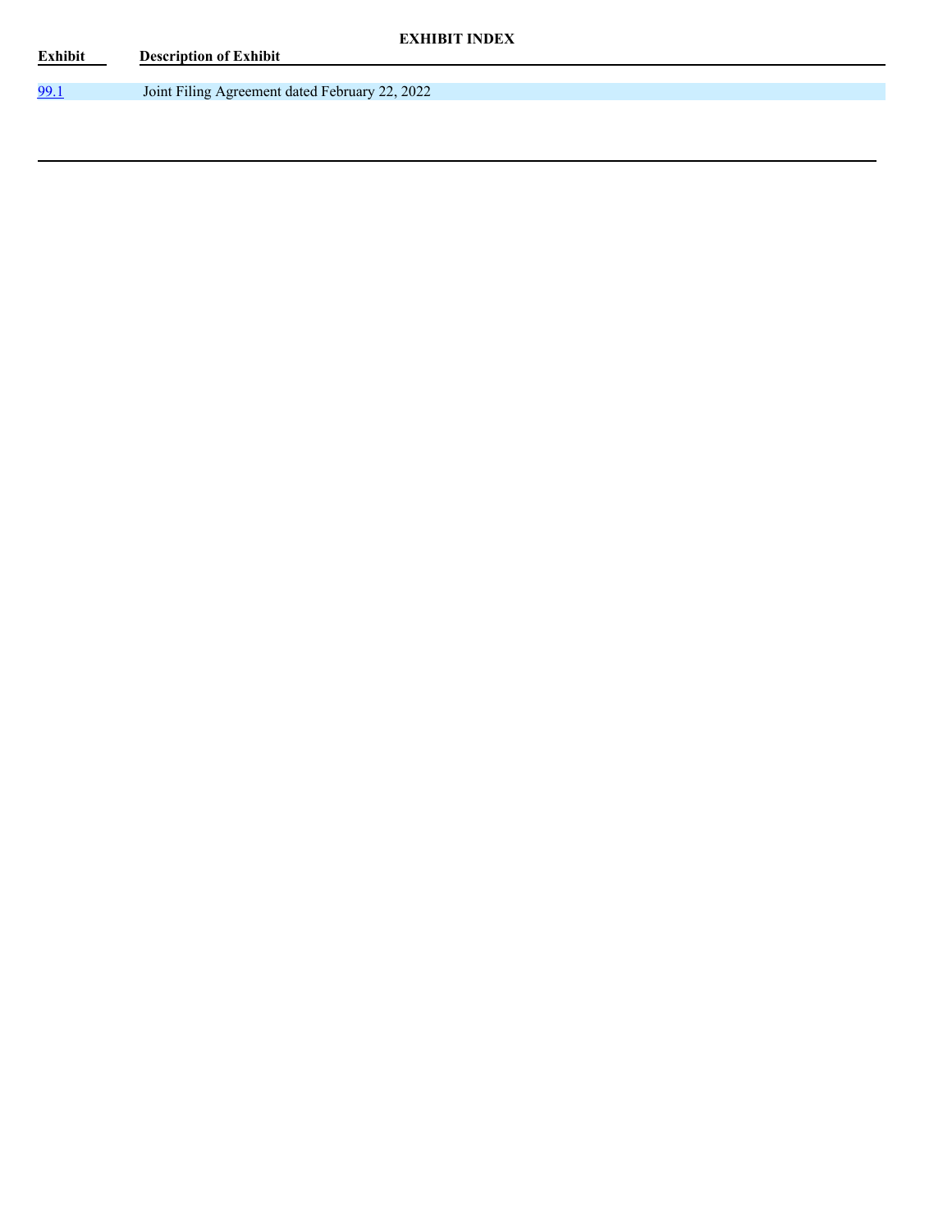**EXHIBIT INDEX**

| Exhibit | Description of Exhibit |
|---|---|
| 99.1 | Joint Filing Agreement dated February 22, 2022 |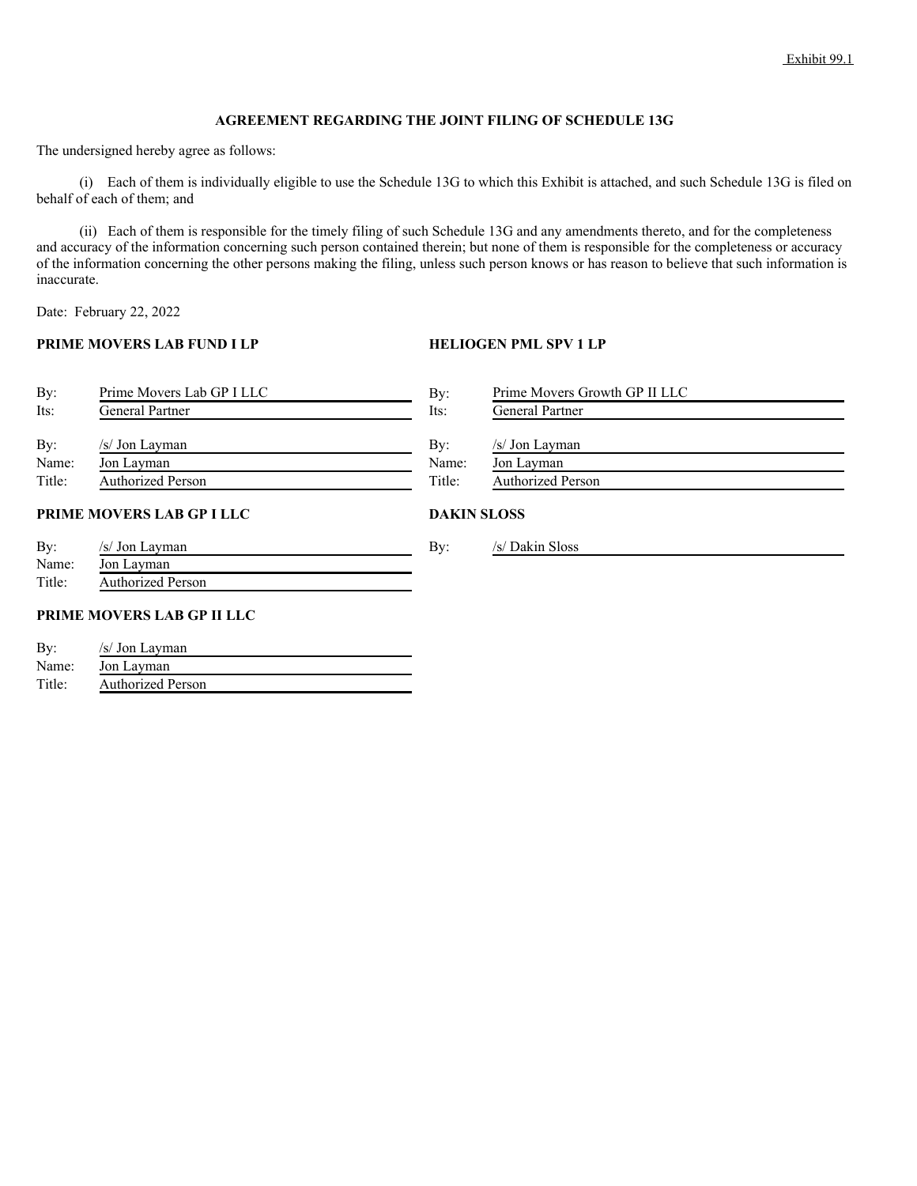Exhibit 99.1

**AGREEMENT REGARDING THE JOINT FILING OF SCHEDULE 13G**

The undersigned hereby agree as follows:

(i) Each of them is individually eligible to use the Schedule 13G to which this Exhibit is attached, and such Schedule 13G is filed on behalf of each of them; and

(ii) Each of them is responsible for the timely filing of such Schedule 13G and any amendments thereto, and for the completeness and accuracy of the information concerning such person contained therein; but none of them is responsible for the completeness or accuracy of the information concerning the other persons making the filing, unless such person knows or has reason to believe that such information is inaccurate.

Date: February 22, 2022

**PRIME MOVERS LAB FUND I LP**

By: Prime Movers Lab GP I LLC
Its: General Partner

By: /s/ Jon Layman
Name: Jon Layman
Title: Authorized Person

**PRIME MOVERS LAB GP I LLC**

By: /s/ Jon Layman
Name: Jon Layman
Title: Authorized Person

**PRIME MOVERS LAB GP II LLC**

By: /s/ Jon Layman
Name: Jon Layman
Title: Authorized Person

**HELIOGEN PML SPV 1 LP**

By: Prime Movers Growth GP II LLC
Its: General Partner

By: /s/ Jon Layman
Name: Jon Layman
Title: Authorized Person

**DAKIN SLOSS**

By: /s/ Dakin Sloss